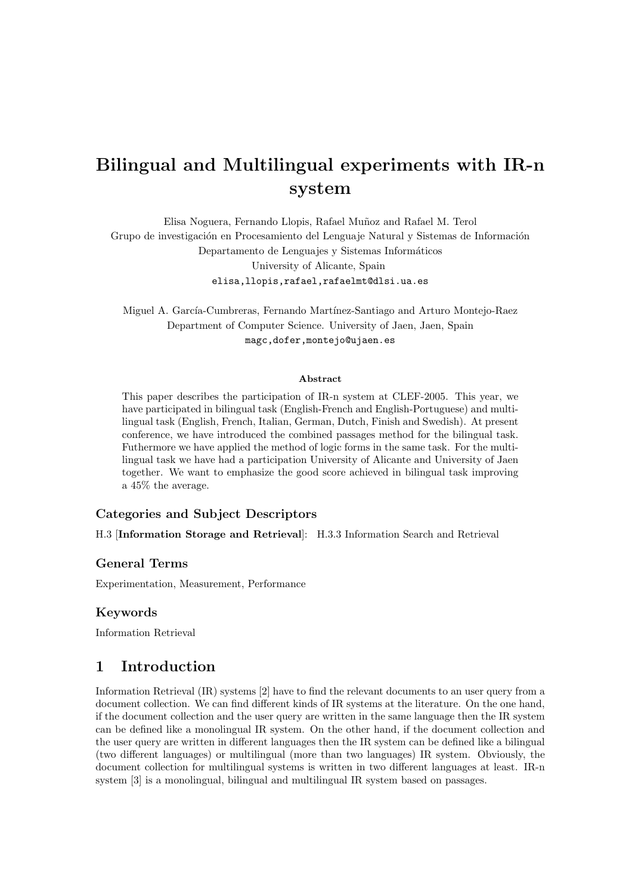# Bilingual and Multilingual experiments with IR-n system

Elisa Noguera, Fernando Llopis, Rafael Muñoz and Rafael M. Terol
Grupo de investigación en Procesamiento del Lenguaje Natural y Sistemas de Información
Departamento de Lenguajes y Sistemas Informáticos
University of Alicante, Spain
`elisa,llopis,rafael,rafaelmt@dlsi.ua.es`

Miguel A. García-Cumbreras, Fernando Martínez-Santiago and Arturo Montejo-Raez
Department of Computer Science. University of Jaen, Jaen, Spain
`magc,dofer,montejo@ujaen.es`

### Abstract

This paper describes the participation of IR-n system at CLEF-2005. This year, we have participated in bilingual task (English-French and English-Portuguese) and multilingual task (English, French, Italian, German, Dutch, Finish and Swedish). At present conference, we have introduced the combined passages method for the bilingual task. Futhermore we have applied the method of logic forms in the same task. For the multilingual task we have had a participation University of Alicante and University of Jaen together. We want to emphasize the good score achieved in bilingual task improving a 45% the average.

### Categories and Subject Descriptors

H.3 [**Information Storage and Retrieval**]: H.3.3 Information Search and Retrieval

### General Terms

Experimentation, Measurement, Performance

### Keywords

Information Retrieval

## 1 Introduction

Information Retrieval (IR) systems [2] have to find the relevant documents to an user query from a document collection. We can find different kinds of IR systems at the literature. On the one hand, if the document collection and the user query are written in the same language then the IR system can be defined like a monolingual IR system. On the other hand, if the document collection and the user query are written in different languages then the IR system can be defined like a bilingual (two different languages) or multilingual (more than two languages) IR system. Obviously, the document collection for multilingual systems is written in two different languages at least. IR-n system [3] is a monolingual, bilingual and multilingual IR system based on passages.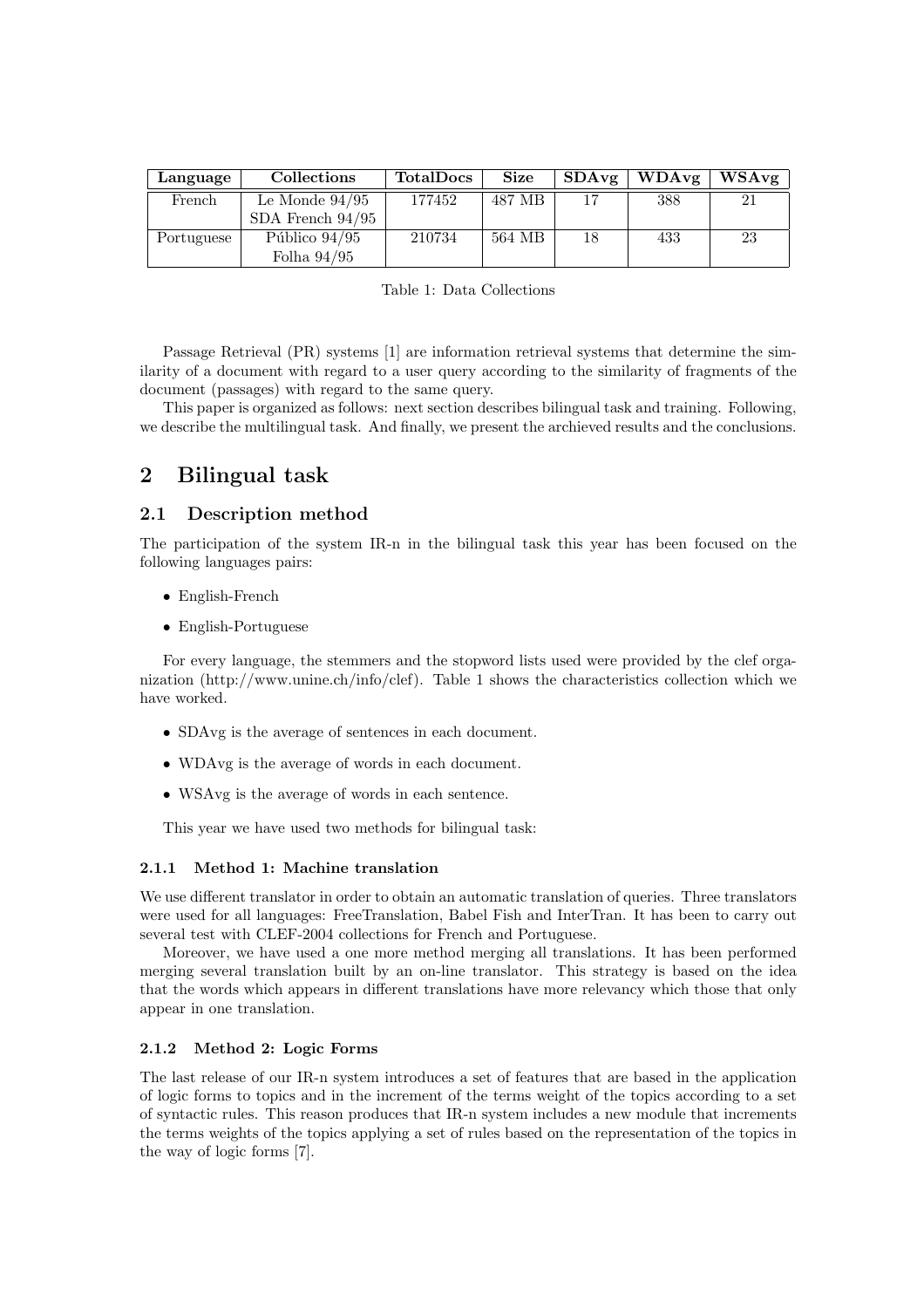| Language | Collections | TotalDocs | Size | SDAvg | WDAvg | WSAvg |
|---|---|---|---|---|---|---|
| French | Le Monde 94/95<br>SDA French 94/95 | 177452 | 487 MB | 17 | 388 | 21 |
| Portuguese | Público 94/95<br>Folha 94/95 | 210734 | 564 MB | 18 | 433 | 23 |

Table 1: Data Collections

Passage Retrieval (PR) systems [1] are information retrieval systems that determine the similarity of a document with regard to a user query according to the similarity of fragments of the document (passages) with regard to the same query.

This paper is organized as follows: next section describes bilingual task and training. Following, we describe the multilingual task. And finally, we present the archieved results and the conclusions.

## 2 Bilingual task

### 2.1 Description method

The participation of the system IR-n in the bilingual task this year has been focused on the following languages pairs:

- English-French
- English-Portuguese

For every language, the stemmers and the stopword lists used were provided by the clef organization (http://www.unine.ch/info/clef). Table 1 shows the characteristics collection which we have worked.

- SDAvg is the average of sentences in each document.
- WDAvg is the average of words in each document.
- WSAvg is the average of words in each sentence.

This year we have used two methods for bilingual task:

#### 2.1.1 Method 1: Machine translation

We use different translator in order to obtain an automatic translation of queries. Three translators were used for all languages: FreeTranslation, Babel Fish and InterTran. It has been to carry out several test with CLEF-2004 collections for French and Portuguese.

Moreover, we have used a one more method merging all translations. It has been performed merging several translation built by an on-line translator. This strategy is based on the idea that the words which appears in different translations have more relevancy which those that only appear in one translation.

#### 2.1.2 Method 2: Logic Forms

The last release of our IR-n system introduces a set of features that are based in the application of logic forms to topics and in the increment of the terms weight of the topics according to a set of syntactic rules. This reason produces that IR-n system includes a new module that increments the terms weights of the topics applying a set of rules based on the representation of the topics in the way of logic forms [7].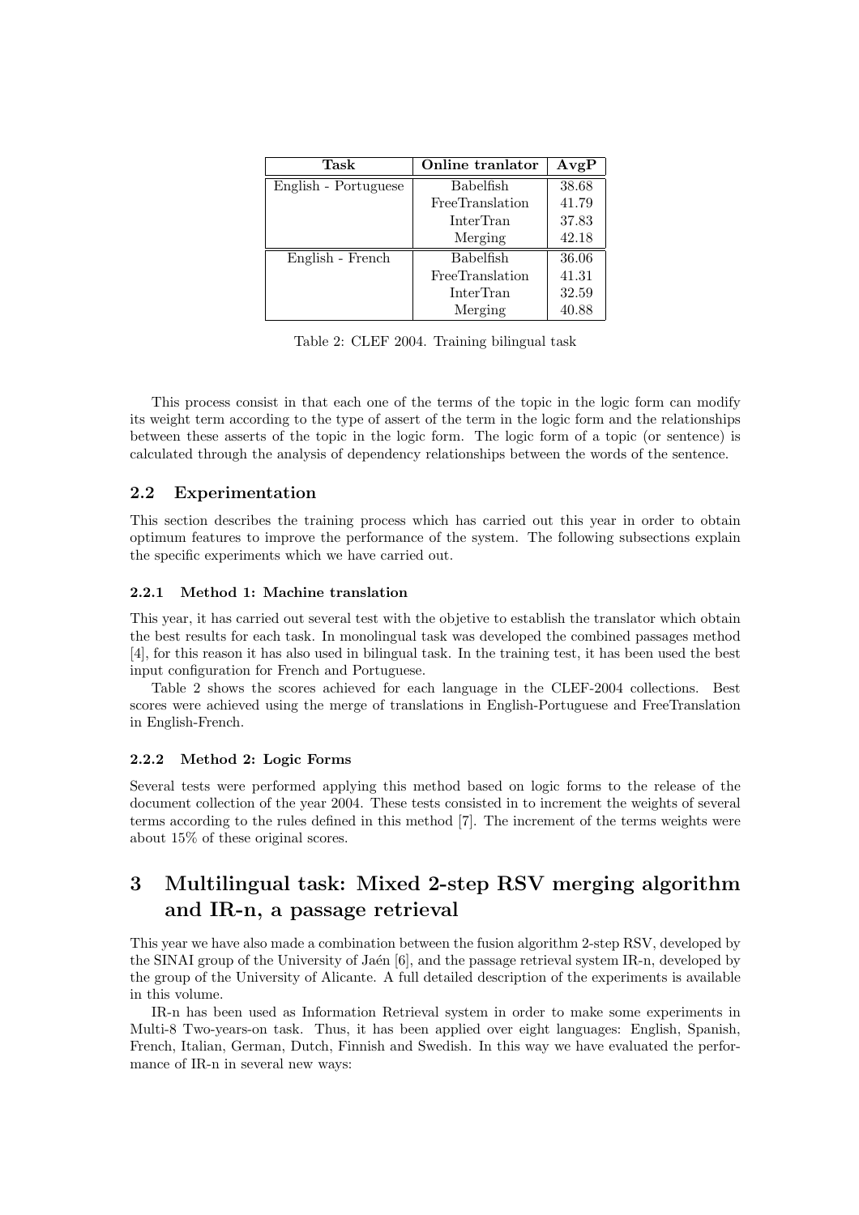| Task | Online tranlator | AvgP |
|---|---|---|
| English - Portuguese | Babelfish | 38.68 |
| | FreeTranslation | 41.79 |
| | InterTran | 37.83 |
| | Merging | 42.18 |
| English - French | Babelfish | 36.06 |
| | FreeTranslation | 41.31 |
| | InterTran | 32.59 |
| | Merging | 40.88 |

Table 2: CLEF 2004. Training bilingual task

This process consist in that each one of the terms of the topic in the logic form can modify its weight term according to the type of assert of the term in the logic form and the relationships between these asserts of the topic in the logic form. The logic form of a topic (or sentence) is calculated through the analysis of dependency relationships between the words of the sentence.

## 2.2 Experimentation

This section describes the training process which has carried out this year in order to obtain optimum features to improve the performance of the system. The following subsections explain the specific experiments which we have carried out.

### 2.2.1 Method 1: Machine translation

This year, it has carried out several test with the objetive to establish the translator which obtain the best results for each task. In monolingual task was developed the combined passages method [4], for this reason it has also used in bilingual task. In the training test, it has been used the best input configuration for French and Portuguese.

Table 2 shows the scores achieved for each language in the CLEF-2004 collections. Best scores were achieved using the merge of translations in English-Portuguese and FreeTranslation in English-French.

### 2.2.2 Method 2: Logic Forms

Several tests were performed applying this method based on logic forms to the release of the document collection of the year 2004. These tests consisted in to increment the weights of several terms according to the rules defined in this method [7]. The increment of the terms weights were about 15% of these original scores.

# 3 Multilingual task: Mixed 2-step RSV merging algorithm and IR-n, a passage retrieval

This year we have also made a combination between the fusion algorithm 2-step RSV, developed by the SINAI group of the University of Jaén [6], and the passage retrieval system IR-n, developed by the group of the University of Alicante. A full detailed description of the experiments is available in this volume.

IR-n has been used as Information Retrieval system in order to make some experiments in Multi-8 Two-years-on task. Thus, it has been applied over eight languages: English, Spanish, French, Italian, German, Dutch, Finnish and Swedish. In this way we have evaluated the performance of IR-n in several new ways: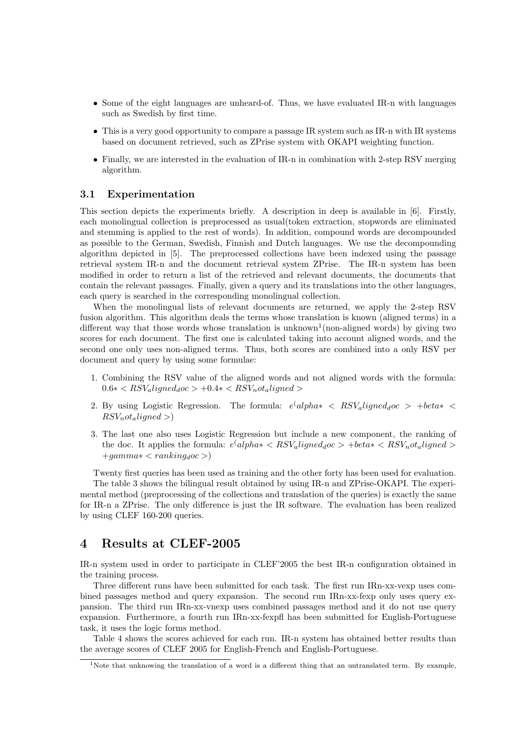- Some of the eight languages are unheard-of. Thus, we have evaluated IR-n with languages such as Swedish by first time.
- This is a very good opportunity to compare a passage IR system such as IR-n with IR systems based on document retrieved, such as ZPrise system with OKAPI weighting function.
- Finally, we are interested in the evaluation of IR-n in combination with 2-step RSV merging algorithm.

### 3.1 Experimentation

This section depicts the experiments briefly. A description in deep is available in [6]. Firstly, each monolingual collection is preprocessed as usual(token extraction, stopwords are eliminated and stemming is applied to the rest of words). In addition, compound words are decompounded as possible to the German, Swedish, Finnish and Dutch languages. We use the decompounding algorithm depicted in [5]. The preprocessed collections have been indexed using the passage retrieval system IR-n and the document retrieval system ZPrise. The IR-n system has been modified in order to return a list of the retrieved and relevant documents, the documents that contain the relevant passages. Finally, given a query and its translations into the other languages, each query is searched in the corresponding monolingual collection.

When the monolingual lists of relevant documents are returned, we apply the 2-step RSV fusion algorithm. This algorithm deals the terms whose translation is known (aligned terms) in a different way that those words whose translation is unknown[1](non-aligned words) by giving two scores for each document. The first one is calculated taking into account aligned words, and the second one only uses non-aligned terms. Thus, both scores are combined into a only RSV per document and query by using some formulae:

1. Combining the RSV value of the aligned words and not aligned words with the formula: $0.6* < RSV_aligned_doc > +0.4* < RSV_not_aligned >$
2. By using Logistic Regression. The formula: $e^(alpha* < RSV_aligned_doc > +beta* < RSV_not_aligned >)$
3. The last one also uses Logistic Regression but include a new component, the ranking of the doc. It applies the formula: $e^(alpha* < RSV_aligned_doc > +beta* < RSV_not_aligned > +gamma* < ranking_doc >)$

Twenty first queries has been used as training and the other forty has been used for evaluation.

The table 3 shows the bilingual result obtained by using IR-n and ZPrise-OKAPI. The experimental method (preprocessing of the collections and translation of the queries) is exactly the same for IR-n a ZPrise. The only difference is just the IR software. The evaluation has been realized by using CLEF 160-200 queries.

## 4 Results at CLEF-2005

IR-n system used in order to participate in CLEF'2005 the best IR-n configuration obtained in the training process.

Three different runs have been submitted for each task. The first run IRn-xx-vexp uses combined passages method and query expansion. The second run IRn-xx-fexp only uses query expansion. The third run IRn-xx-vnexp uses combined passages method and it do not use query expansion. Furthermore, a fourth run IRn-xx-fexpfl has been submitted for English-Portuguese task, it uses the logic forms method.

Table 4 shows the scores achieved for each run. IR-n system has obtained better results than the average scores of CLEF 2005 for English-French and English-Portuguese.

[1]Note that unknowing the translation of a word is a different thing that an untranslated term. By example,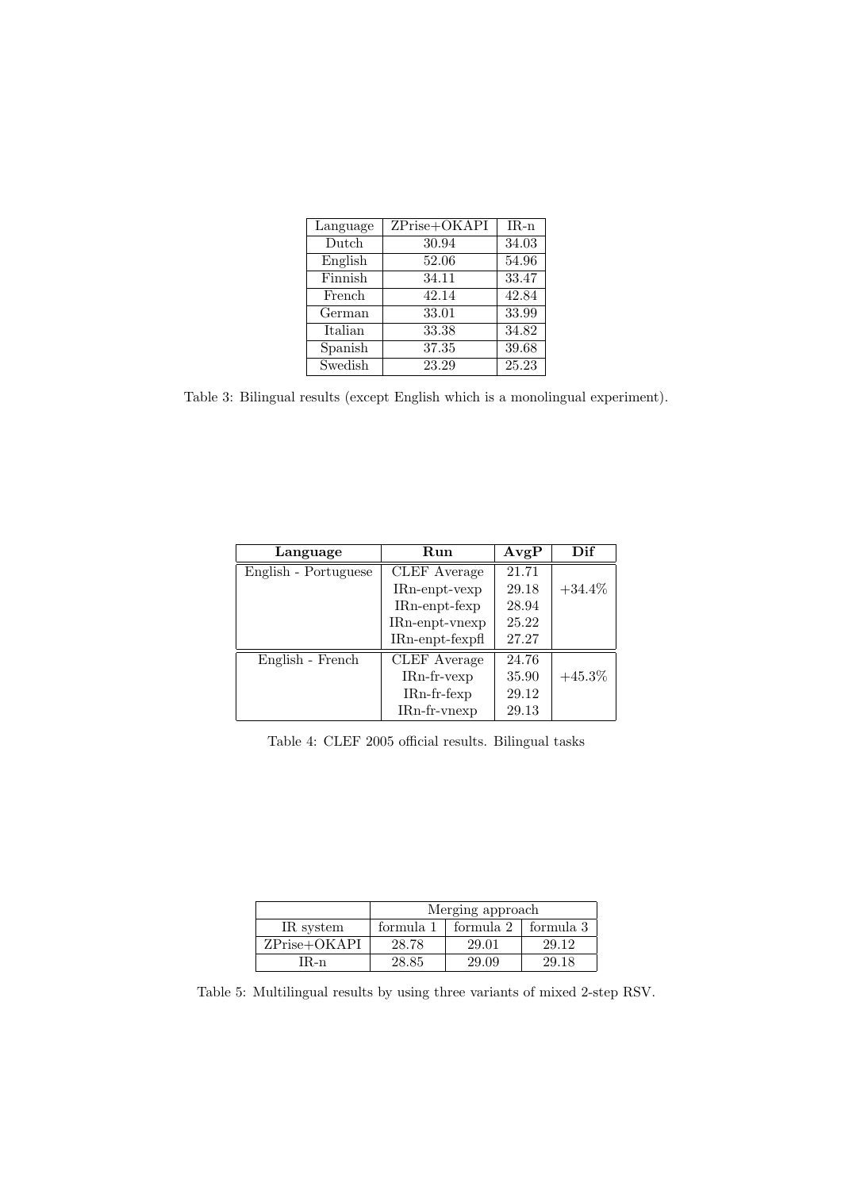| Language | ZPrise+OKAPI | IR-n |
|---|---|---|
| Dutch | 30.94 | 34.03 |
| English | 52.06 | 54.96 |
| Finnish | 34.11 | 33.47 |
| French | 42.14 | 42.84 |
| German | 33.01 | 33.99 |
| Italian | 33.38 | 34.82 |
| Spanish | 37.35 | 39.68 |
| Swedish | 23.29 | 25.23 |

Table 3: Bilingual results (except English which is a monolingual experiment).

| **Language** | **Run** | **AvgP** | **Dif** |
|---|---|---|---|
| English - Portuguese | CLEF Average | 21.71 | |
| | IRn-enpt-vexp | 29.18 | +34.4% |
| | IRn-enpt-fexp | 28.94 | |
| | IRn-enpt-vnexp | 25.22 | |
| | IRn-enpt-fexpfl | 27.27 | |
| English - French | CLEF Average | 24.76 | |
| | IRn-fr-vexp | 35.90 | +45.3% |
| | IRn-fr-fexp | 29.12 | |
| | IRn-fr-vnexp | 29.13 | |

Table 4: CLEF 2005 official results. Bilingual tasks

| | Merging approach | | |
|---|---|---|---|
| IR system | formula 1 | formula 2 | formula 3 |
| ZPrise+OKAPI | 28.78 | 29.01 | 29.12 |
| IR-n | 28.85 | 29.09 | 29.18 |

Table 5: Multilingual results by using three variants of mixed 2-step RSV.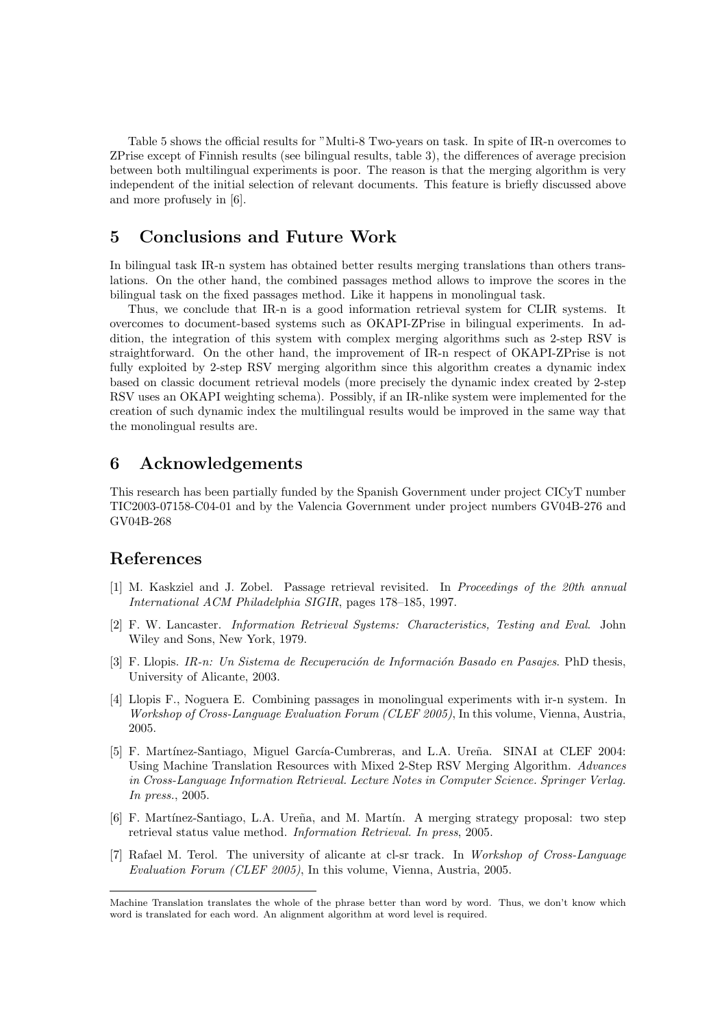Table 5 shows the official results for "Multi-8 Two-years on task. In spite of IR-n overcomes to ZPrise except of Finnish results (see bilingual results, table 3), the differences of average precision between both multilingual experiments is poor. The reason is that the merging algorithm is very independent of the initial selection of relevant documents. This feature is briefly discussed above and more profusely in [6].

## 5 Conclusions and Future Work

In bilingual task IR-n system has obtained better results merging translations than others translations. On the other hand, the combined passages method allows to improve the scores in the bilingual task on the fixed passages method. Like it happens in monolingual task.

Thus, we conclude that IR-n is a good information retrieval system for CLIR systems. It overcomes to document-based systems such as OKAPI-ZPrise in bilingual experiments. In addition, the integration of this system with complex merging algorithms such as 2-step RSV is straightforward. On the other hand, the improvement of IR-n respect of OKAPI-ZPrise is not fully exploited by 2-step RSV merging algorithm since this algorithm creates a dynamic index based on classic document retrieval models (more precisely the dynamic index created by 2-step RSV uses an OKAPI weighting schema). Possibly, if an IR-nlike system were implemented for the creation of such dynamic index the multilingual results would be improved in the same way that the monolingual results are.

## 6 Acknowledgements

This research has been partially funded by the Spanish Government under project CICyT number TIC2003-07158-C04-01 and by the Valencia Government under project numbers GV04B-276 and GV04B-268

## References

[1] M. Kaskziel and J. Zobel. Passage retrieval revisited. In *Proceedings of the 20th annual International ACM Philadelphia SIGIR*, pages 178–185, 1997.

[2] F. W. Lancaster. *Information Retrieval Systems: Characteristics, Testing and Eval*. John Wiley and Sons, New York, 1979.

[3] F. Llopis. *IR-n: Un Sistema de Recuperación de Información Basado en Pasajes*. PhD thesis, University of Alicante, 2003.

[4] Llopis F., Noguera E. Combining passages in monolingual experiments with ir-n system. In *Workshop of Cross-Language Evaluation Forum (CLEF 2005)*, In this volume, Vienna, Austria, 2005.

[5] F. Martínez-Santiago, Miguel García-Cumbreras, and L.A. Ureña. SINAI at CLEF 2004: Using Machine Translation Resources with Mixed 2-Step RSV Merging Algorithm. *Advances in Cross-Language Information Retrieval. Lecture Notes in Computer Science. Springer Verlag. In press.*, 2005.

[6] F. Martínez-Santiago, L.A. Ureña, and M. Martín. A merging strategy proposal: two step retrieval status value method. *Information Retrieval. In press*, 2005.

[7] Rafael M. Terol. The university of alicante at cl-sr track. In *Workshop of Cross-Language Evaluation Forum (CLEF 2005)*, In this volume, Vienna, Austria, 2005.

---

Machine Translation translates the whole of the phrase better than word by word. Thus, we don't know which word is translated for each word. An alignment algorithm at word level is required.